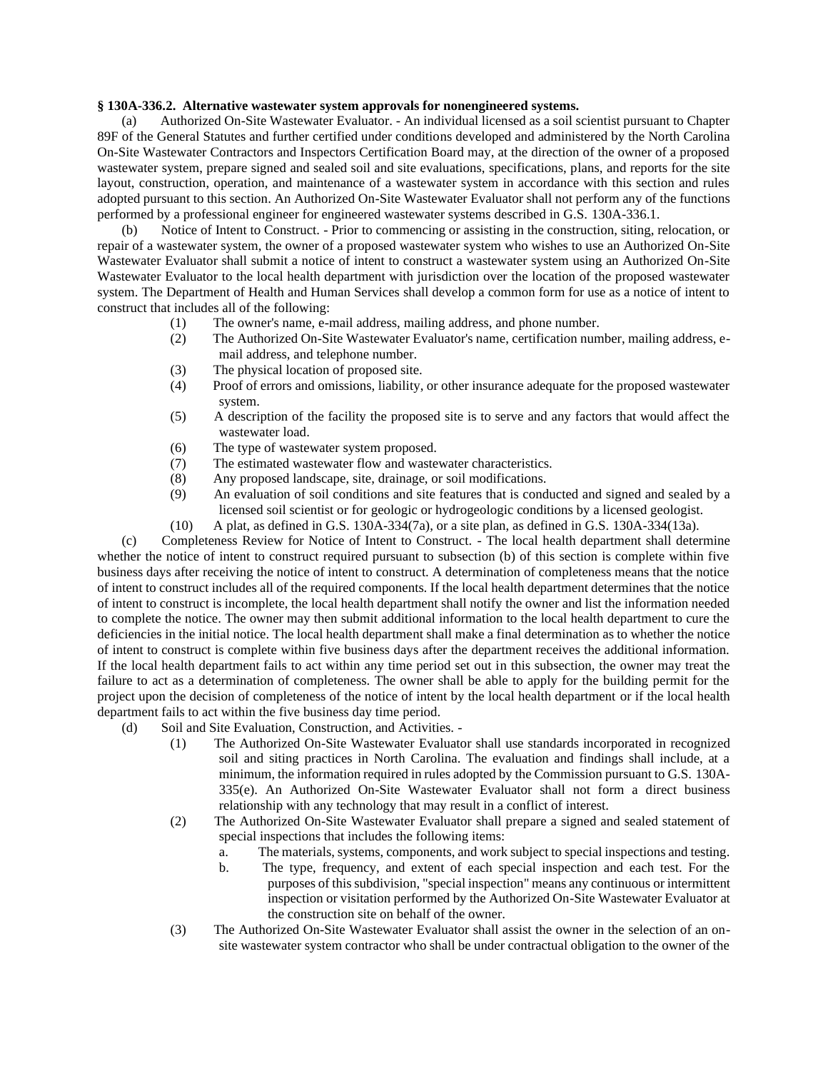**§ 130A-336.2. Alternative wastewater system approvals for nonengineered systems.**

(a) Authorized On-Site Wastewater Evaluator. - An individual licensed as a soil scientist pursuant to Chapter 89F of the General Statutes and further certified under conditions developed and administered by the North Carolina On-Site Wastewater Contractors and Inspectors Certification Board may, at the direction of the owner of a proposed wastewater system, prepare signed and sealed soil and site evaluations, specifications, plans, and reports for the site layout, construction, operation, and maintenance of a wastewater system in accordance with this section and rules adopted pursuant to this section. An Authorized On-Site Wastewater Evaluator shall not perform any of the functions performed by a professional engineer for engineered wastewater systems described in G.S. 130A-336.1.

(b) Notice of Intent to Construct. - Prior to commencing or assisting in the construction, siting, relocation, or repair of a wastewater system, the owner of a proposed wastewater system who wishes to use an Authorized On-Site Wastewater Evaluator shall submit a notice of intent to construct a wastewater system using an Authorized On-Site Wastewater Evaluator to the local health department with jurisdiction over the location of the proposed wastewater system. The Department of Health and Human Services shall develop a common form for use as a notice of intent to construct that includes all of the following:

- (1) The owner's name, e-mail address, mailing address, and phone number.
- (2) The Authorized On-Site Wastewater Evaluator's name, certification number, mailing address, e-mail address, and telephone number.
- (3) The physical location of proposed site.
- (4) Proof of errors and omissions, liability, or other insurance adequate for the proposed wastewater system.
- (5) A description of the facility the proposed site is to serve and any factors that would affect the wastewater load.
- (6) The type of wastewater system proposed.
- (7) The estimated wastewater flow and wastewater characteristics.
- (8) Any proposed landscape, site, drainage, or soil modifications.
- (9) An evaluation of soil conditions and site features that is conducted and signed and sealed by a licensed soil scientist or for geologic or hydrogeologic conditions by a licensed geologist.
- (10) A plat, as defined in G.S. 130A-334(7a), or a site plan, as defined in G.S. 130A-334(13a).

(c) Completeness Review for Notice of Intent to Construct. - The local health department shall determine whether the notice of intent to construct required pursuant to subsection (b) of this section is complete within five business days after receiving the notice of intent to construct. A determination of completeness means that the notice of intent to construct includes all of the required components. If the local health department determines that the notice of intent to construct is incomplete, the local health department shall notify the owner and list the information needed to complete the notice. The owner may then submit additional information to the local health department to cure the deficiencies in the initial notice. The local health department shall make a final determination as to whether the notice of intent to construct is complete within five business days after the department receives the additional information. If the local health department fails to act within any time period set out in this subsection, the owner may treat the failure to act as a determination of completeness. The owner shall be able to apply for the building permit for the project upon the decision of completeness of the notice of intent by the local health department or if the local health department fails to act within the five business day time period.

(d) Soil and Site Evaluation, Construction, and Activities. -

- (1) The Authorized On-Site Wastewater Evaluator shall use standards incorporated in recognized soil and siting practices in North Carolina. The evaluation and findings shall include, at a minimum, the information required in rules adopted by the Commission pursuant to G.S. 130A-335(e). An Authorized On-Site Wastewater Evaluator shall not form a direct business relationship with any technology that may result in a conflict of interest.
- (2) The Authorized On-Site Wastewater Evaluator shall prepare a signed and sealed statement of special inspections that includes the following items:
  - a. The materials, systems, components, and work subject to special inspections and testing.
  - b. The type, frequency, and extent of each special inspection and each test. For the purposes of this subdivision, "special inspection" means any continuous or intermittent inspection or visitation performed by the Authorized On-Site Wastewater Evaluator at the construction site on behalf of the owner.
- (3) The Authorized On-Site Wastewater Evaluator shall assist the owner in the selection of an on-site wastewater system contractor who shall be under contractual obligation to the owner of the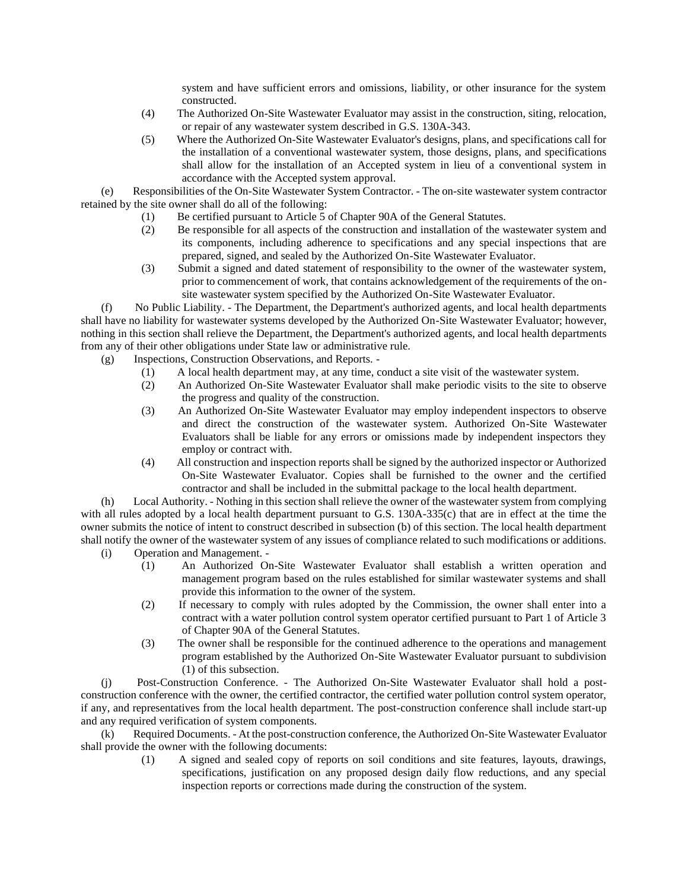system and have sufficient errors and omissions, liability, or other insurance for the system constructed.

(4) The Authorized On-Site Wastewater Evaluator may assist in the construction, siting, relocation, or repair of any wastewater system described in G.S. 130A-343.

(5) Where the Authorized On-Site Wastewater Evaluator's designs, plans, and specifications call for the installation of a conventional wastewater system, those designs, plans, and specifications shall allow for the installation of an Accepted system in lieu of a conventional system in accordance with the Accepted system approval.

(e) Responsibilities of the On-Site Wastewater System Contractor. - The on-site wastewater system contractor retained by the site owner shall do all of the following:

(1) Be certified pursuant to Article 5 of Chapter 90A of the General Statutes.

(2) Be responsible for all aspects of the construction and installation of the wastewater system and its components, including adherence to specifications and any special inspections that are prepared, signed, and sealed by the Authorized On-Site Wastewater Evaluator.

(3) Submit a signed and dated statement of responsibility to the owner of the wastewater system, prior to commencement of work, that contains acknowledgement of the requirements of the on-site wastewater system specified by the Authorized On-Site Wastewater Evaluator.

(f) No Public Liability. - The Department, the Department's authorized agents, and local health departments shall have no liability for wastewater systems developed by the Authorized On-Site Wastewater Evaluator; however, nothing in this section shall relieve the Department, the Department's authorized agents, and local health departments from any of their other obligations under State law or administrative rule.

(g) Inspections, Construction Observations, and Reports. -

(1) A local health department may, at any time, conduct a site visit of the wastewater system.

(2) An Authorized On-Site Wastewater Evaluator shall make periodic visits to the site to observe the progress and quality of the construction.

(3) An Authorized On-Site Wastewater Evaluator may employ independent inspectors to observe and direct the construction of the wastewater system. Authorized On-Site Wastewater Evaluators shall be liable for any errors or omissions made by independent inspectors they employ or contract with.

(4) All construction and inspection reports shall be signed by the authorized inspector or Authorized On-Site Wastewater Evaluator. Copies shall be furnished to the owner and the certified contractor and shall be included in the submittal package to the local health department.

(h) Local Authority. - Nothing in this section shall relieve the owner of the wastewater system from complying with all rules adopted by a local health department pursuant to G.S. 130A-335(c) that are in effect at the time the owner submits the notice of intent to construct described in subsection (b) of this section. The local health department shall notify the owner of the wastewater system of any issues of compliance related to such modifications or additions.

(i) Operation and Management. -

(1) An Authorized On-Site Wastewater Evaluator shall establish a written operation and management program based on the rules established for similar wastewater systems and shall provide this information to the owner of the system.

(2) If necessary to comply with rules adopted by the Commission, the owner shall enter into a contract with a water pollution control system operator certified pursuant to Part 1 of Article 3 of Chapter 90A of the General Statutes.

(3) The owner shall be responsible for the continued adherence to the operations and management program established by the Authorized On-Site Wastewater Evaluator pursuant to subdivision (1) of this subsection.

(j) Post-Construction Conference. - The Authorized On-Site Wastewater Evaluator shall hold a post-construction conference with the owner, the certified contractor, the certified water pollution control system operator, if any, and representatives from the local health department. The post-construction conference shall include start-up and any required verification of system components.

(k) Required Documents. - At the post-construction conference, the Authorized On-Site Wastewater Evaluator shall provide the owner with the following documents:

(1) A signed and sealed copy of reports on soil conditions and site features, layouts, drawings, specifications, justification on any proposed design daily flow reductions, and any special inspection reports or corrections made during the construction of the system.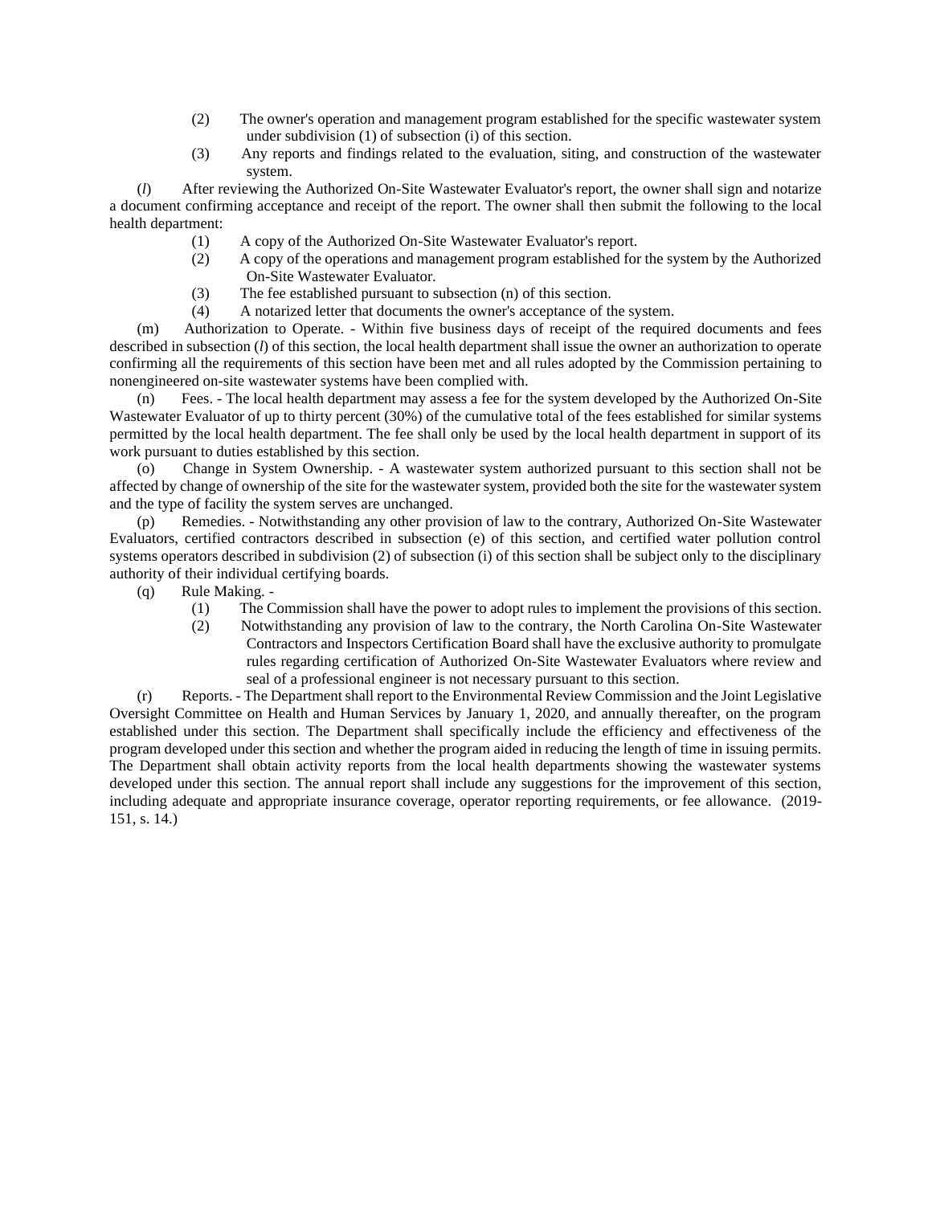(2) The owner's operation and management program established for the specific wastewater system under subdivision (1) of subsection (i) of this section.

(3) Any reports and findings related to the evaluation, siting, and construction of the wastewater system.

(*l*) After reviewing the Authorized On-Site Wastewater Evaluator's report, the owner shall sign and notarize a document confirming acceptance and receipt of the report. The owner shall then submit the following to the local health department:

(1) A copy of the Authorized On-Site Wastewater Evaluator's report.

(2) A copy of the operations and management program established for the system by the Authorized On-Site Wastewater Evaluator.

(3) The fee established pursuant to subsection (n) of this section.

(4) A notarized letter that documents the owner's acceptance of the system.

(m) Authorization to Operate. - Within five business days of receipt of the required documents and fees described in subsection (*l*) of this section, the local health department shall issue the owner an authorization to operate confirming all the requirements of this section have been met and all rules adopted by the Commission pertaining to nonengineered on-site wastewater systems have been complied with.

(n) Fees. - The local health department may assess a fee for the system developed by the Authorized On-Site Wastewater Evaluator of up to thirty percent (30%) of the cumulative total of the fees established for similar systems permitted by the local health department. The fee shall only be used by the local health department in support of its work pursuant to duties established by this section.

(o) Change in System Ownership. - A wastewater system authorized pursuant to this section shall not be affected by change of ownership of the site for the wastewater system, provided both the site for the wastewater system and the type of facility the system serves are unchanged.

(p) Remedies. - Notwithstanding any other provision of law to the contrary, Authorized On-Site Wastewater Evaluators, certified contractors described in subsection (e) of this section, and certified water pollution control systems operators described in subdivision (2) of subsection (i) of this section shall be subject only to the disciplinary authority of their individual certifying boards.

(q) Rule Making. -

(1) The Commission shall have the power to adopt rules to implement the provisions of this section.

(2) Notwithstanding any provision of law to the contrary, the North Carolina On-Site Wastewater Contractors and Inspectors Certification Board shall have the exclusive authority to promulgate rules regarding certification of Authorized On-Site Wastewater Evaluators where review and seal of a professional engineer is not necessary pursuant to this section.

(r) Reports. - The Department shall report to the Environmental Review Commission and the Joint Legislative Oversight Committee on Health and Human Services by January 1, 2020, and annually thereafter, on the program established under this section. The Department shall specifically include the efficiency and effectiveness of the program developed under this section and whether the program aided in reducing the length of time in issuing permits. The Department shall obtain activity reports from the local health departments showing the wastewater systems developed under this section. The annual report shall include any suggestions for the improvement of this section, including adequate and appropriate insurance coverage, operator reporting requirements, or fee allowance. (2019-151, s. 14.)